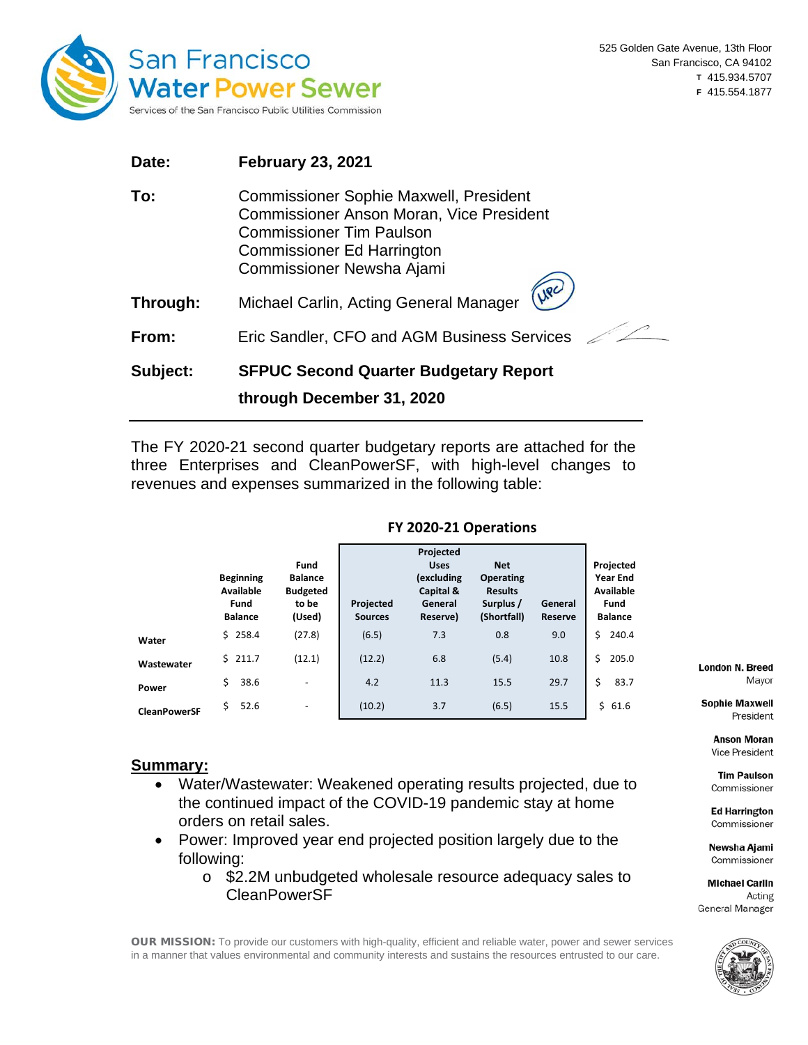San Francisco Water Power Sewer

Services of the San Francisco Public Utilities Commission

525 Golden Gate Avenue, 13th Floor
San Francisco, CA 94102
T 415.934.5707
F 415.554.1877

**Date:** February 23, 2021

**To:** Commissioner Sophie Maxwell, President
Commissioner Anson Moran, Vice President
Commissioner Tim Paulson
Commissioner Ed Harrington
Commissioner Newsha Ajami

**Through:** Michael Carlin, Acting General Manager

**From:** Eric Sandler, CFO and AGM Business Services

**Subject:** **SFPUC Second Quarter Budgetary Report through December 31, 2020**

---

The FY 2020-21 second quarter budgetary reports are attached for the three Enterprises and CleanPowerSF, with high-level changes to revenues and expenses summarized in the following table:

**FY 2020-21 Operations**

| | Beginning Available Fund Balance | Fund Balance Budgeted to be (Used) | Projected Sources | Projected Uses (excluding Capital & General Reserve) | Net Operating Results Surplus / (Shortfall) | General Reserve | Projected Year End Available Fund Balance |
|---|---|---|---|---|---|---|---|
| Water | $ 258.4 | (27.8) | (6.5) | 7.3 | 0.8 | 9.0 | $ 240.4 |
| Wastewater | $ 211.7 | (12.1) | (12.2) | 6.8 | (5.4) | 10.8 | $ 205.0 |
| Power | $ 38.6 | - | 4.2 | 11.3 | 15.5 | 29.7 | $ 83.7 |
| CleanPowerSF | $ 52.6 | - | (10.2) | 3.7 | (6.5) | 15.5 | $ 61.6 |

## Summary:

- Water/Wastewater: Weakened operating results projected, due to the continued impact of the COVID-19 pandemic stay at home orders on retail sales.
- Power: Improved year end projected position largely due to the following:
  - $2.2M unbudgeted wholesale resource adequacy sales to CleanPowerSF

London N. Breed, Mayor
Sophie Maxwell, President
Anson Moran, Vice President
Tim Paulson, Commissioner
Ed Harrington, Commissioner
Newsha Ajami, Commissioner
Michael Carlin, Acting General Manager

**OUR MISSION:** To provide our customers with high-quality, efficient and reliable water, power and sewer services in a manner that values environmental and community interests and sustains the resources entrusted to our care.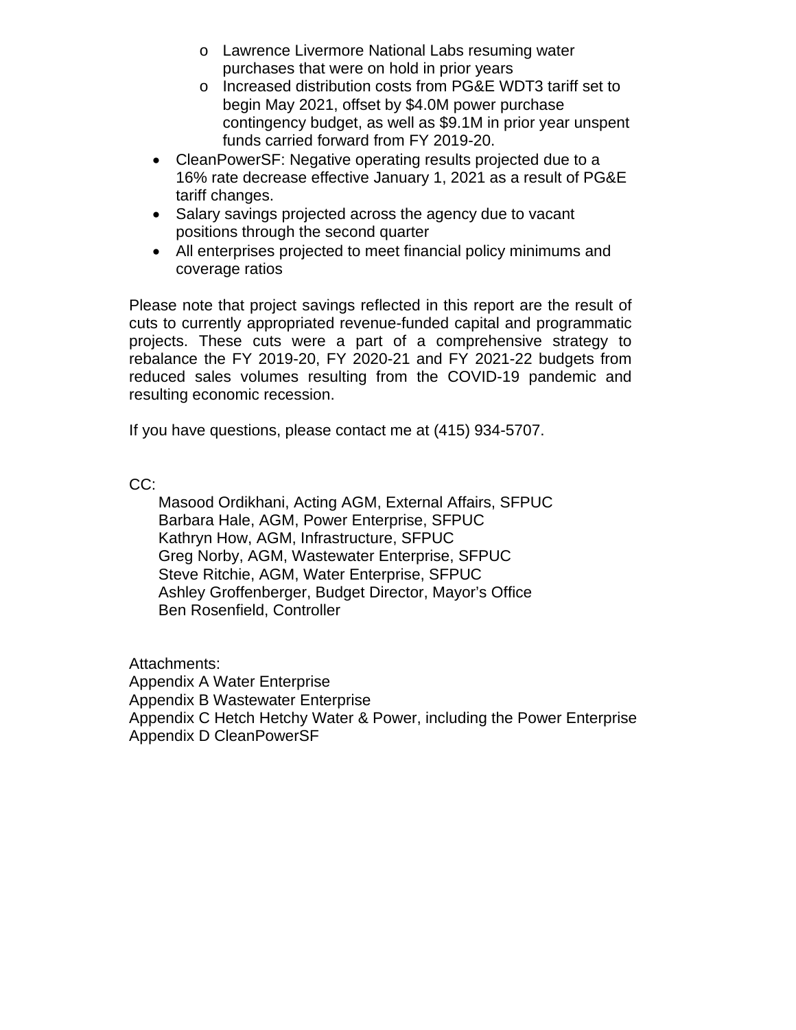- Lawrence Livermore National Labs resuming water purchases that were on hold in prior years
  - Increased distribution costs from PG&E WDT3 tariff set to begin May 2021, offset by $4.0M power purchase contingency budget, as well as $9.1M in prior year unspent funds carried forward from FY 2019-20.
- CleanPowerSF: Negative operating results projected due to a 16% rate decrease effective January 1, 2021 as a result of PG&E tariff changes.
- Salary savings projected across the agency due to vacant positions through the second quarter
- All enterprises projected to meet financial policy minimums and coverage ratios

Please note that project savings reflected in this report are the result of cuts to currently appropriated revenue-funded capital and programmatic projects. These cuts were a part of a comprehensive strategy to rebalance the FY 2019-20, FY 2020-21 and FY 2021-22 budgets from reduced sales volumes resulting from the COVID-19 pandemic and resulting economic recession.

If you have questions, please contact me at (415) 934-5707.

CC:
Masood Ordikhani, Acting AGM, External Affairs, SFPUC
Barbara Hale, AGM, Power Enterprise, SFPUC
Kathryn How, AGM, Infrastructure, SFPUC
Greg Norby, AGM, Wastewater Enterprise, SFPUC
Steve Ritchie, AGM, Water Enterprise, SFPUC
Ashley Groffenberger, Budget Director, Mayor's Office
Ben Rosenfield, Controller

Attachments:
Appendix A Water Enterprise
Appendix B Wastewater Enterprise
Appendix C Hetch Hetchy Water & Power, including the Power Enterprise
Appendix D CleanPowerSF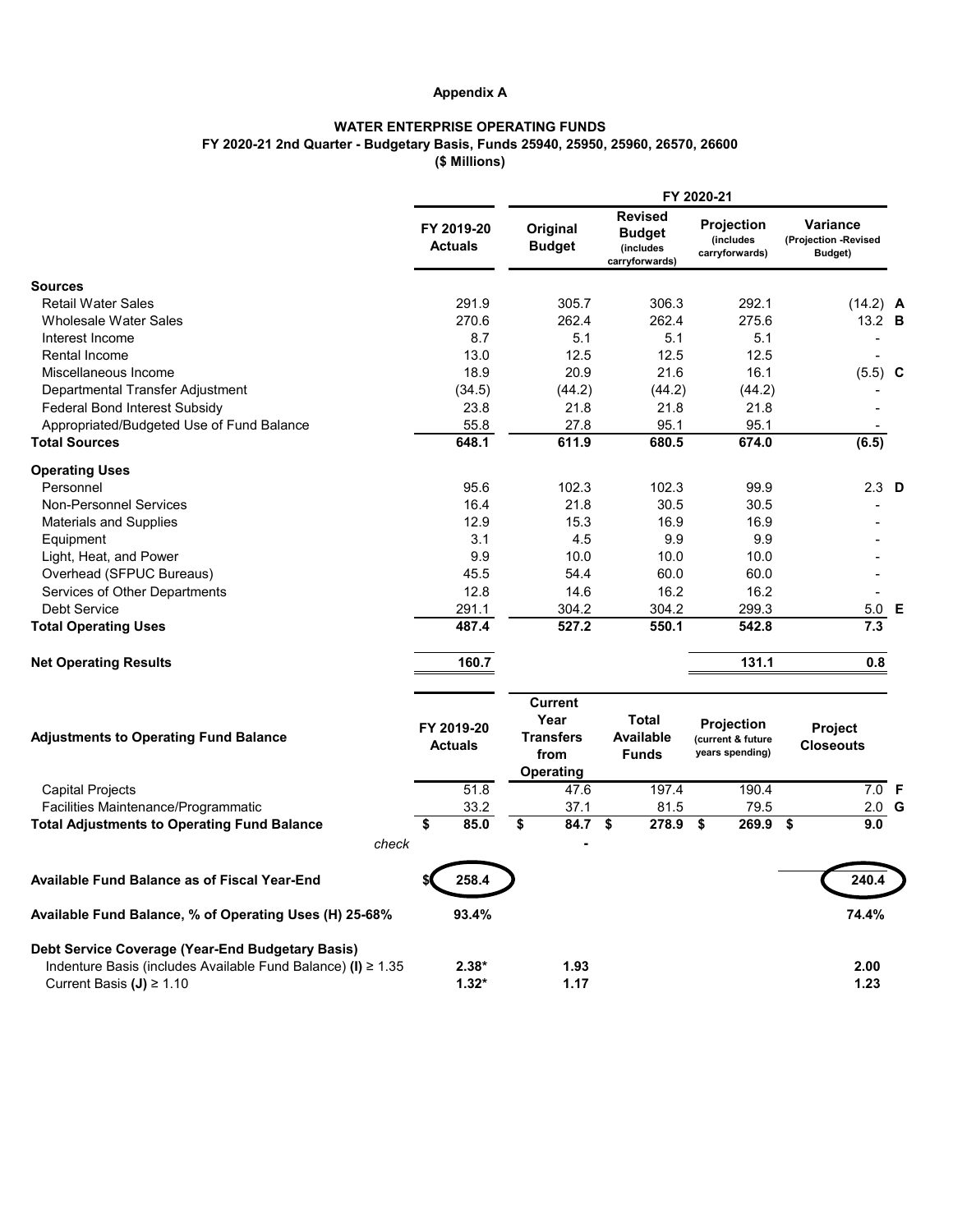**Appendix A**

**WATER ENTERPRISE OPERATING FUNDS**
**FY 2020-21 2nd Quarter - Budgetary Basis, Funds 25940, 25950, 25960, 26570, 26600**
**($ Millions)**

| | FY 2019-20 Actuals | FY 2020-21 Original Budget | FY 2020-21 Revised Budget (includes carryforwards) | FY 2020-21 Projection (includes carryforwards) | FY 2020-21 Variance (Projection -Revised Budget) | |
|---|---|---|---|---|---|---|
| **Sources** | | | | | | |
| Retail Water Sales | 291.9 | 305.7 | 306.3 | 292.1 | (14.2) | **A** |
| Wholesale Water Sales | 270.6 | 262.4 | 262.4 | 275.6 | 13.2 | **B** |
| Interest Income | 8.7 | 5.1 | 5.1 | 5.1 | - | |
| Rental Income | 13.0 | 12.5 | 12.5 | 12.5 | - | |
| Miscellaneous Income | 18.9 | 20.9 | 21.6 | 16.1 | (5.5) | **C** |
| Departmental Transfer Adjustment | (34.5) | (44.2) | (44.2) | (44.2) | - | |
| Federal Bond Interest Subsidy | 23.8 | 21.8 | 21.8 | 21.8 | - | |
| Appropriated/Budgeted Use of Fund Balance | 55.8 | 27.8 | 95.1 | 95.1 | - | |
| **Total Sources** | **648.1** | **611.9** | **680.5** | **674.0** | **(6.5)** | |
| **Operating Uses** | | | | | | |
| Personnel | 95.6 | 102.3 | 102.3 | 99.9 | 2.3 | **D** |
| Non-Personnel Services | 16.4 | 21.8 | 30.5 | 30.5 | - | |
| Materials and Supplies | 12.9 | 15.3 | 16.9 | 16.9 | - | |
| Equipment | 3.1 | 4.5 | 9.9 | 9.9 | - | |
| Light, Heat, and Power | 9.9 | 10.0 | 10.0 | 10.0 | - | |
| Overhead (SFPUC Bureaus) | 45.5 | 54.4 | 60.0 | 60.0 | - | |
| Services of Other Departments | 12.8 | 14.6 | 16.2 | 16.2 | - | |
| Debt Service | 291.1 | 304.2 | 304.2 | 299.3 | 5.0 | **E** |
| **Total Operating Uses** | **487.4** | **527.2** | **550.1** | **542.8** | **7.3** | |
| **Net Operating Results** | **160.7** | | | **131.1** | **0.8** | |

| **Adjustments to Operating Fund Balance** | FY 2019-20 Actuals | Current Year Transfers from Operating | Total Available Funds | Projection (current & future years spending) | Project Closeouts | |
|---|---|---|---|---|---|---|
| Capital Projects | 51.8 | 47.6 | 197.4 | 190.4 | 7.0 | **F** |
| Facilities Maintenance/Programmatic | 33.2 | 37.1 | 81.5 | 79.5 | 2.0 | **G** |
| **Total Adjustments to Operating Fund Balance** | **$ 85.0** | **$ 84.7** | **$ 278.9** | **$ 269.9** | **$ 9.0** | |
| *check* | | - | | | | |
| **Available Fund Balance as of Fiscal Year-End** | **$ 258.4** | | | | **240.4** | |
| **Available Fund Balance, % of Operating Uses (H) 25-68%** | **93.4%** | | | | **74.4%** | |
| **Debt Service Coverage (Year-End Budgetary Basis)** | | | | | | |
| Indenture Basis (includes Available Fund Balance) **(I)** ≥ 1.35 | **2.38*** | **1.93** | | | **2.00** | |
| Current Basis **(J)** ≥ 1.10 | **1.32*** | **1.17** | | | **1.23** | |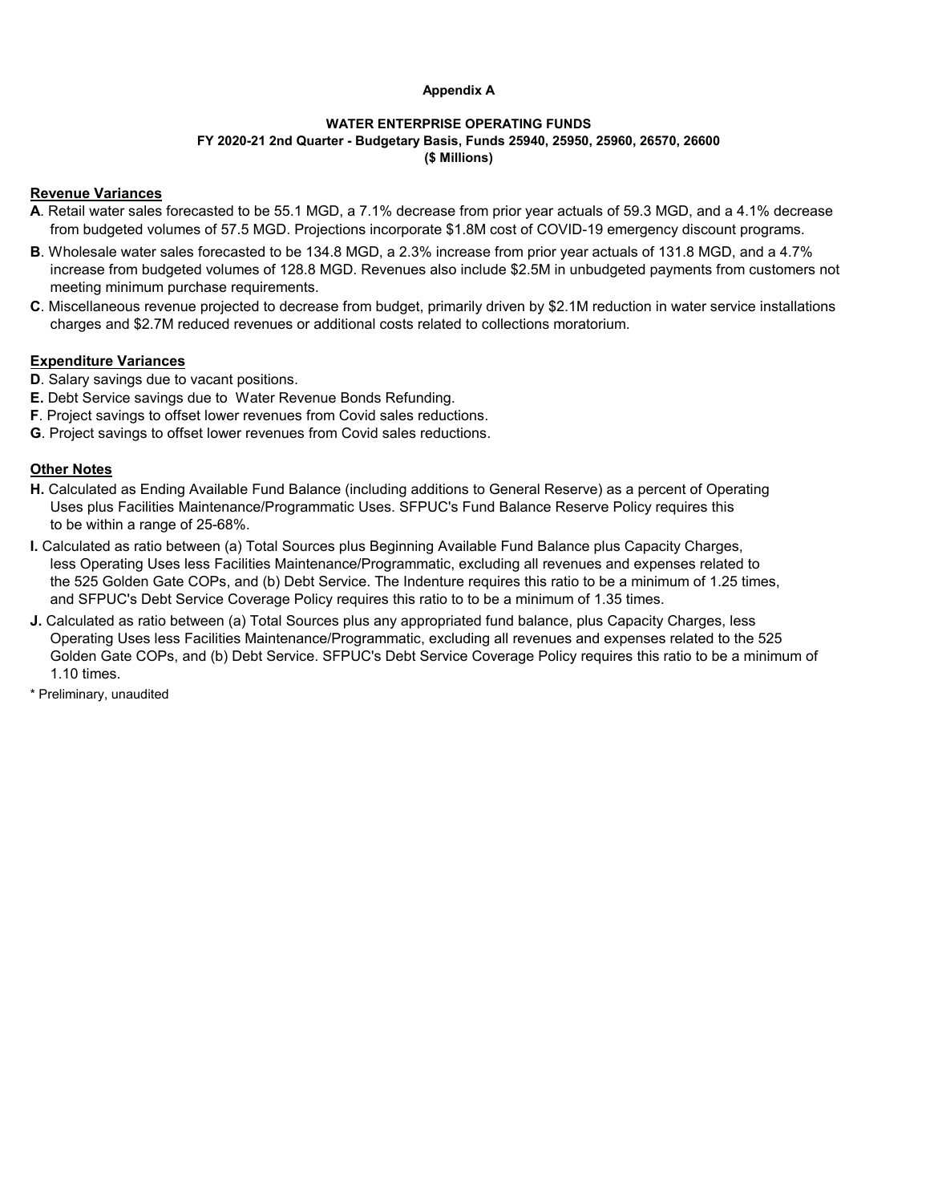**Appendix A**

**WATER ENTERPRISE OPERATING FUNDS**
**FY 2020-21 2nd Quarter - Budgetary Basis, Funds 25940, 25950, 25960, 26570, 26600**
**($ Millions)**

**Revenue Variances**

**A**. Retail water sales forecasted to be 55.1 MGD, a 7.1% decrease from prior year actuals of 59.3 MGD, and a 4.1% decrease from budgeted volumes of 57.5 MGD. Projections incorporate $1.8M cost of COVID-19 emergency discount programs.

**B**. Wholesale water sales forecasted to be 134.8 MGD, a 2.3% increase from prior year actuals of 131.8 MGD, and a 4.7% increase from budgeted volumes of 128.8 MGD. Revenues also include $2.5M in unbudgeted payments from customers not meeting minimum purchase requirements.

**C**. Miscellaneous revenue projected to decrease from budget, primarily driven by $2.1M reduction in water service installations charges and $2.7M reduced revenues or additional costs related to collections moratorium.

**Expenditure Variances**

**D**. Salary savings due to vacant positions.

**E.** Debt Service savings due to Water Revenue Bonds Refunding.

**F**. Project savings to offset lower revenues from Covid sales reductions.

**G**. Project savings to offset lower revenues from Covid sales reductions.

**Other Notes**

**H.** Calculated as Ending Available Fund Balance (including additions to General Reserve) as a percent of Operating Uses plus Facilities Maintenance/Programmatic Uses. SFPUC's Fund Balance Reserve Policy requires this to be within a range of 25-68%.

**I.** Calculated as ratio between (a) Total Sources plus Beginning Available Fund Balance plus Capacity Charges, less Operating Uses less Facilities Maintenance/Programmatic, excluding all revenues and expenses related to the 525 Golden Gate COPs, and (b) Debt Service. The Indenture requires this ratio to be a minimum of 1.25 times, and SFPUC's Debt Service Coverage Policy requires this ratio to to be a minimum of 1.35 times.

**J.** Calculated as ratio between (a) Total Sources plus any appropriated fund balance, plus Capacity Charges, less Operating Uses less Facilities Maintenance/Programmatic, excluding all revenues and expenses related to the 525 Golden Gate COPs, and (b) Debt Service. SFPUC's Debt Service Coverage Policy requires this ratio to be a minimum of 1.10 times.

\* Preliminary, unaudited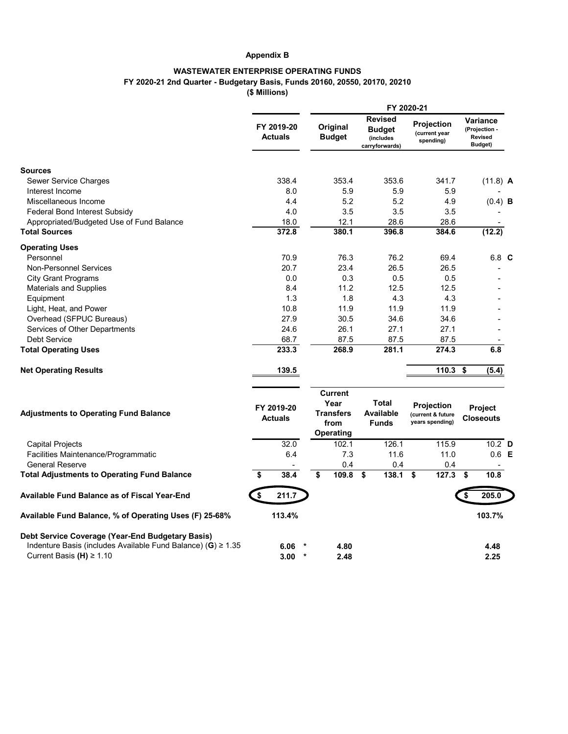**Appendix B**

**WASTEWATER ENTERPRISE OPERATING FUNDS**
**FY 2020-21 2nd Quarter - Budgetary Basis, Funds 20160, 20550, 20170, 20210**
**($ Millions)**

| | FY 2019-20 Actuals | FY 2020-21 Original Budget | FY 2020-21 Revised Budget (includes carryforwards) | FY 2020-21 Projection (current year spending) | FY 2020-21 Variance (Projection - Revised Budget) | |
|---|---|---|---|---|---|---|
| **Sources** | | | | | | |
| Sewer Service Charges | 338.4 | 353.4 | 353.6 | 341.7 | (11.8) | **A** |
| Interest Income | 8.0 | 5.9 | 5.9 | 5.9 | - | |
| Miscellaneous Income | 4.4 | 5.2 | 5.2 | 4.9 | (0.4) | **B** |
| Federal Bond Interest Subsidy | 4.0 | 3.5 | 3.5 | 3.5 | - | |
| Appropriated/Budgeted Use of Fund Balance | 18.0 | 12.1 | 28.6 | 28.6 | - | |
| **Total Sources** | **372.8** | **380.1** | **396.8** | **384.6** | **(12.2)** | |
| **Operating Uses** | | | | | | |
| Personnel | 70.9 | 76.3 | 76.2 | 69.4 | 6.8 | **C** |
| Non-Personnel Services | 20.7 | 23.4 | 26.5 | 26.5 | - | |
| City Grant Programs | 0.0 | 0.3 | 0.5 | 0.5 | - | |
| Materials and Supplies | 8.4 | 11.2 | 12.5 | 12.5 | - | |
| Equipment | 1.3 | 1.8 | 4.3 | 4.3 | - | |
| Light, Heat, and Power | 10.8 | 11.9 | 11.9 | 11.9 | - | |
| Overhead (SFPUC Bureaus) | 27.9 | 30.5 | 34.6 | 34.6 | - | |
| Services of Other Departments | 24.6 | 26.1 | 27.1 | 27.1 | - | |
| Debt Service | 68.7 | 87.5 | 87.5 | 87.5 | - | |
| **Total Operating Uses** | **233.3** | **268.9** | **281.1** | **274.3** | **6.8** | |
| **Net Operating Results** | **139.5** | | | **110.3** | **$ (5.4)** | |

| **Adjustments to Operating Fund Balance** | FY 2019-20 Actuals | Current Year Transfers from Operating | Total Available Funds | Projection (current & future years spending) | Project Closeouts | |
|---|---|---|---|---|---|---|
| Capital Projects | 32.0 | 102.1 | 126.1 | 115.9 | 10.2 | **D** |
| Facilities Maintenance/Programmatic | 6.4 | 7.3 | 11.6 | 11.0 | 0.6 | **E** |
| General Reserve | - | 0.4 | 0.4 | 0.4 | - | |
| **Total Adjustments to Operating Fund Balance** | **$ 38.4** | **$ 109.8** | **$ 138.1** | **$ 127.3** | **$ 10.8** | |
| **Available Fund Balance as of Fiscal Year-End** | **$ 211.7** | | | | **$ 205.0** | |
| **Available Fund Balance, % of Operating Uses (F) 25-68%** | **113.4%** | | | | **103.7%** | |
| **Debt Service Coverage (Year-End Budgetary Basis)** | | | | | | |
| Indenture Basis (includes Available Fund Balance) (**G**) ≥ 1.35 | **6.06** * | **4.80** | | | **4.48** | |
| Current Basis (**H**) ≥ 1.10 | **3.00** * | **2.48** | | | **2.25** | |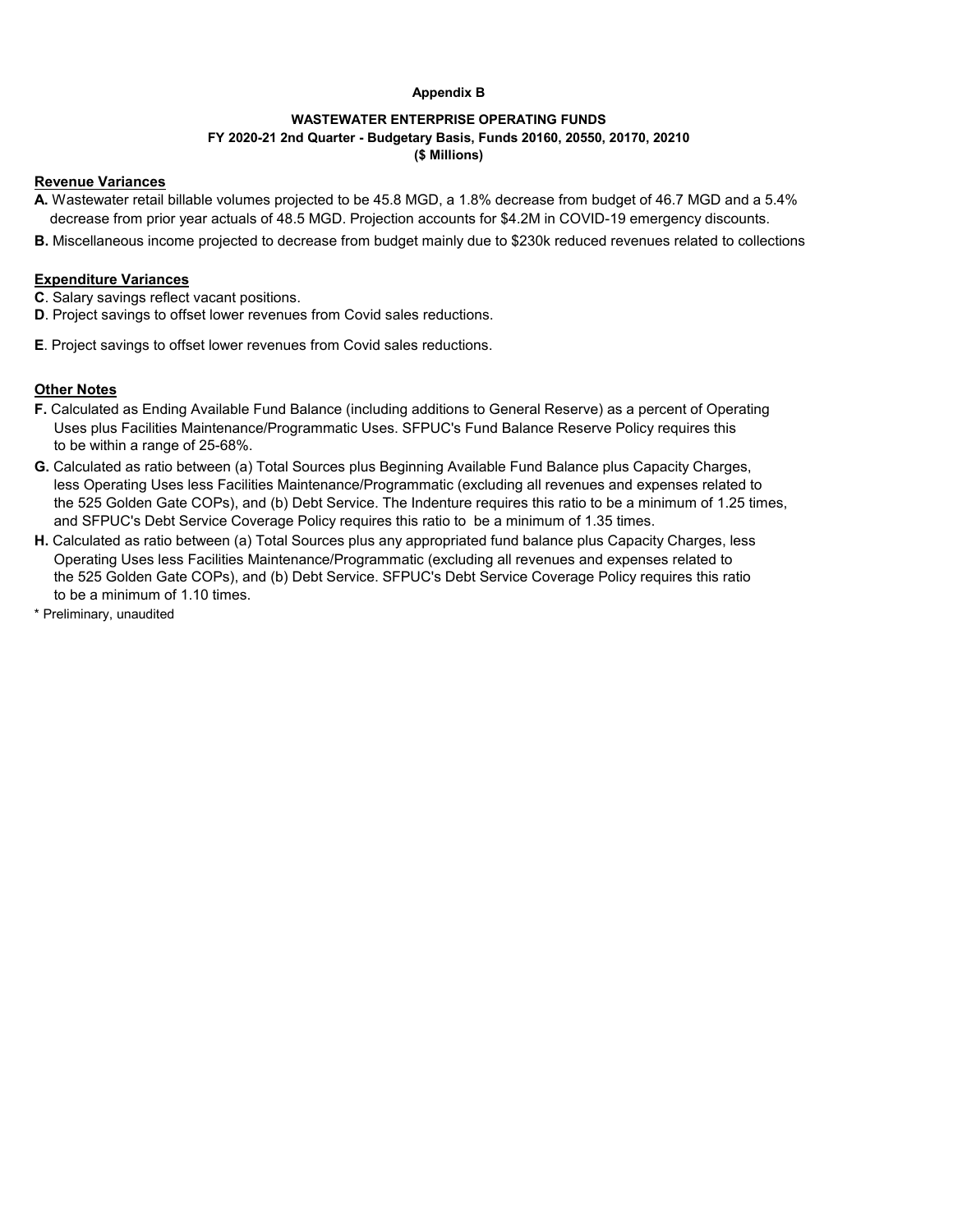**Appendix B**

**WASTEWATER ENTERPRISE OPERATING FUNDS**
**FY 2020-21 2nd Quarter - Budgetary Basis, Funds 20160, 20550, 20170, 20210**
**($ Millions)**

**Revenue Variances**

**A.** Wastewater retail billable volumes projected to be 45.8 MGD, a 1.8% decrease from budget of 46.7 MGD and a 5.4% decrease from prior year actuals of 48.5 MGD. Projection accounts for $4.2M in COVID-19 emergency discounts.

**B.** Miscellaneous income projected to decrease from budget mainly due to $230k reduced revenues related to collections

**Expenditure Variances**

**C**. Salary savings reflect vacant positions.

**D**. Project savings to offset lower revenues from Covid sales reductions.

**E**. Project savings to offset lower revenues from Covid sales reductions.

**Other Notes**

**F.** Calculated as Ending Available Fund Balance (including additions to General Reserve) as a percent of Operating Uses plus Facilities Maintenance/Programmatic Uses. SFPUC's Fund Balance Reserve Policy requires this to be within a range of 25-68%.

**G.** Calculated as ratio between (a) Total Sources plus Beginning Available Fund Balance plus Capacity Charges, less Operating Uses less Facilities Maintenance/Programmatic (excluding all revenues and expenses related to the 525 Golden Gate COPs), and (b) Debt Service. The Indenture requires this ratio to be a minimum of 1.25 times, and SFPUC's Debt Service Coverage Policy requires this ratio to be a minimum of 1.35 times.

**H.** Calculated as ratio between (a) Total Sources plus any appropriated fund balance plus Capacity Charges, less Operating Uses less Facilities Maintenance/Programmatic (excluding all revenues and expenses related to the 525 Golden Gate COPs), and (b) Debt Service. SFPUC's Debt Service Coverage Policy requires this ratio to be a minimum of 1.10 times.

* Preliminary, unaudited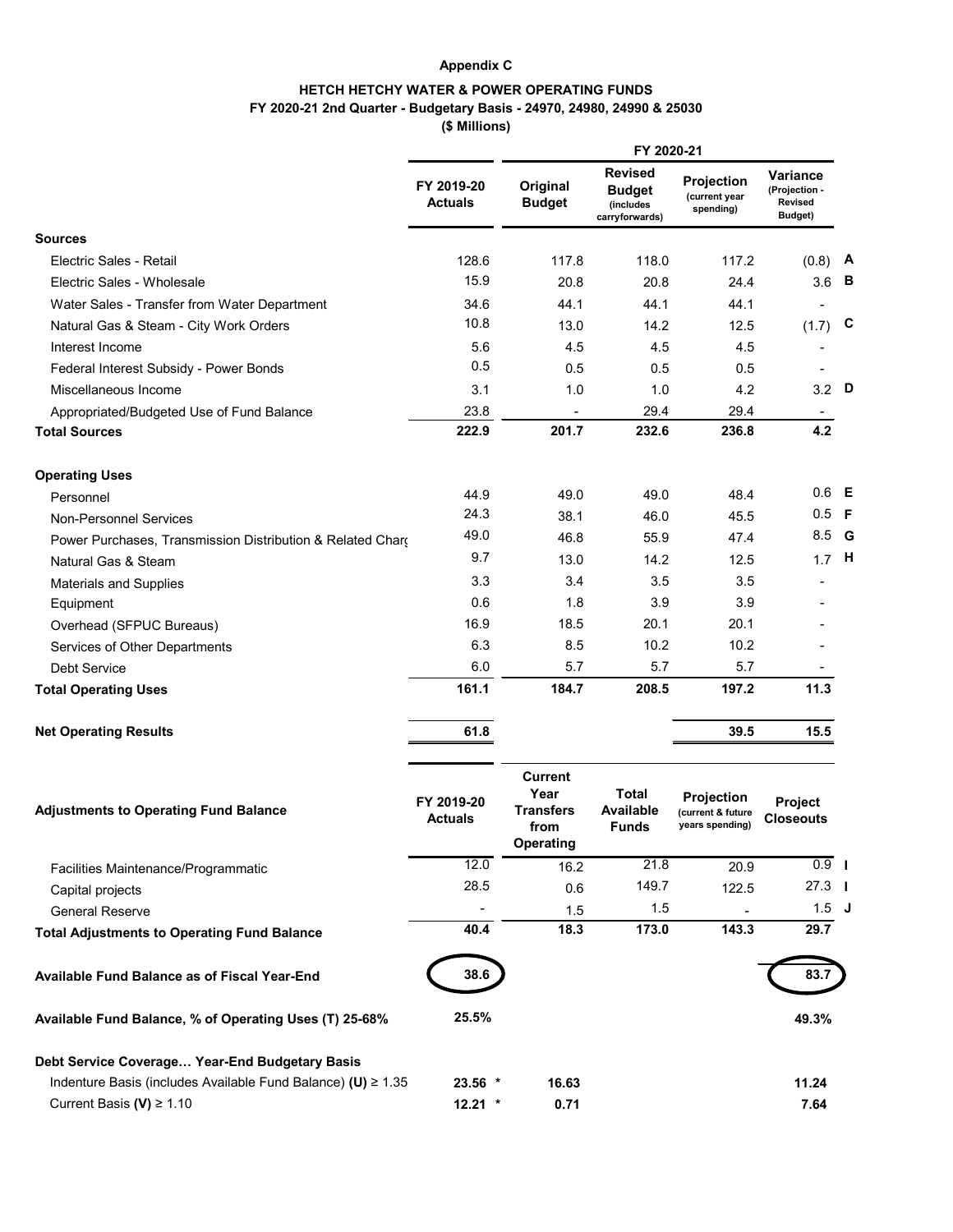**Appendix C**

**HETCH HETCHY WATER & POWER OPERATING FUNDS**
**FY 2020-21 2nd Quarter - Budgetary Basis - 24970, 24980, 24990 & 25030**
**($ Millions)**

| | FY 2019-20 Actuals | FY 2020-21 Original Budget | FY 2020-21 Revised Budget (includes carryforwards) | FY 2020-21 Projection (current year spending) | FY 2020-21 Variance (Projection - Revised Budget) | |
|---|---|---|---|---|---|---|
| **Sources** | | | | | | |
| Electric Sales - Retail | 128.6 | 117.8 | 118.0 | 117.2 | (0.8) | **A** |
| Electric Sales - Wholesale | 15.9 | 20.8 | 20.8 | 24.4 | 3.6 | **B** |
| Water Sales - Transfer from Water Department | 34.6 | 44.1 | 44.1 | 44.1 | - | |
| Natural Gas & Steam - City Work Orders | 10.8 | 13.0 | 14.2 | 12.5 | (1.7) | **C** |
| Interest Income | 5.6 | 4.5 | 4.5 | 4.5 | - | |
| Federal Interest Subsidy - Power Bonds | 0.5 | 0.5 | 0.5 | 0.5 | - | |
| Miscellaneous Income | 3.1 | 1.0 | 1.0 | 4.2 | 3.2 | **D** |
| Appropriated/Budgeted Use of Fund Balance | 23.8 | - | 29.4 | 29.4 | - | |
| **Total Sources** | **222.9** | **201.7** | **232.6** | **236.8** | **4.2** | |
| **Operating Uses** | | | | | | |
| Personnel | 44.9 | 49.0 | 49.0 | 48.4 | 0.6 | **E** |
| Non-Personnel Services | 24.3 | 38.1 | 46.0 | 45.5 | 0.5 | **F** |
| Power Purchases, Transmission Distribution & Related Charg | 49.0 | 46.8 | 55.9 | 47.4 | 8.5 | **G** |
| Natural Gas & Steam | 9.7 | 13.0 | 14.2 | 12.5 | 1.7 | **H** |
| Materials and Supplies | 3.3 | 3.4 | 3.5 | 3.5 | - | |
| Equipment | 0.6 | 1.8 | 3.9 | 3.9 | - | |
| Overhead (SFPUC Bureaus) | 16.9 | 18.5 | 20.1 | 20.1 | - | |
| Services of Other Departments | 6.3 | 8.5 | 10.2 | 10.2 | - | |
| Debt Service | 6.0 | 5.7 | 5.7 | 5.7 | - | |
| **Total Operating Uses** | **161.1** | **184.7** | **208.5** | **197.2** | **11.3** | |
| **Net Operating Results** | **61.8** | | | **39.5** | **15.5** | |

| **Adjustments to Operating Fund Balance** | FY 2019-20 Actuals | Current Year Transfers from Operating | Total Available Funds | Projection (current & future years spending) | Project Closeouts | |
|---|---|---|---|---|---|---|
| Facilities Maintenance/Programmatic | 12.0 | 16.2 | 21.8 | 20.9 | 0.9 | **I** |
| Capital projects | 28.5 | 0.6 | 149.7 | 122.5 | 27.3 | **I** |
| General Reserve | - | 1.5 | 1.5 | - | 1.5 | **J** |
| **Total Adjustments to Operating Fund Balance** | **40.4** | **18.3** | **173.0** | **143.3** | **29.7** | |
| **Available Fund Balance as of Fiscal Year-End** | **38.6** | | | | **83.7** | |
| **Available Fund Balance, % of Operating Uses (T) 25-68%** | **25.5%** | | | | **49.3%** | |
| **Debt Service Coverage… Year-End Budgetary Basis** | | | | | | |
| Indenture Basis (includes Available Fund Balance) **(U)** ≥ 1.35 | **23.56 *** | **16.63** | | | **11.24** | |
| Current Basis **(V)** ≥ 1.10 | **12.21 *** | **0.71** | | | **7.64** | |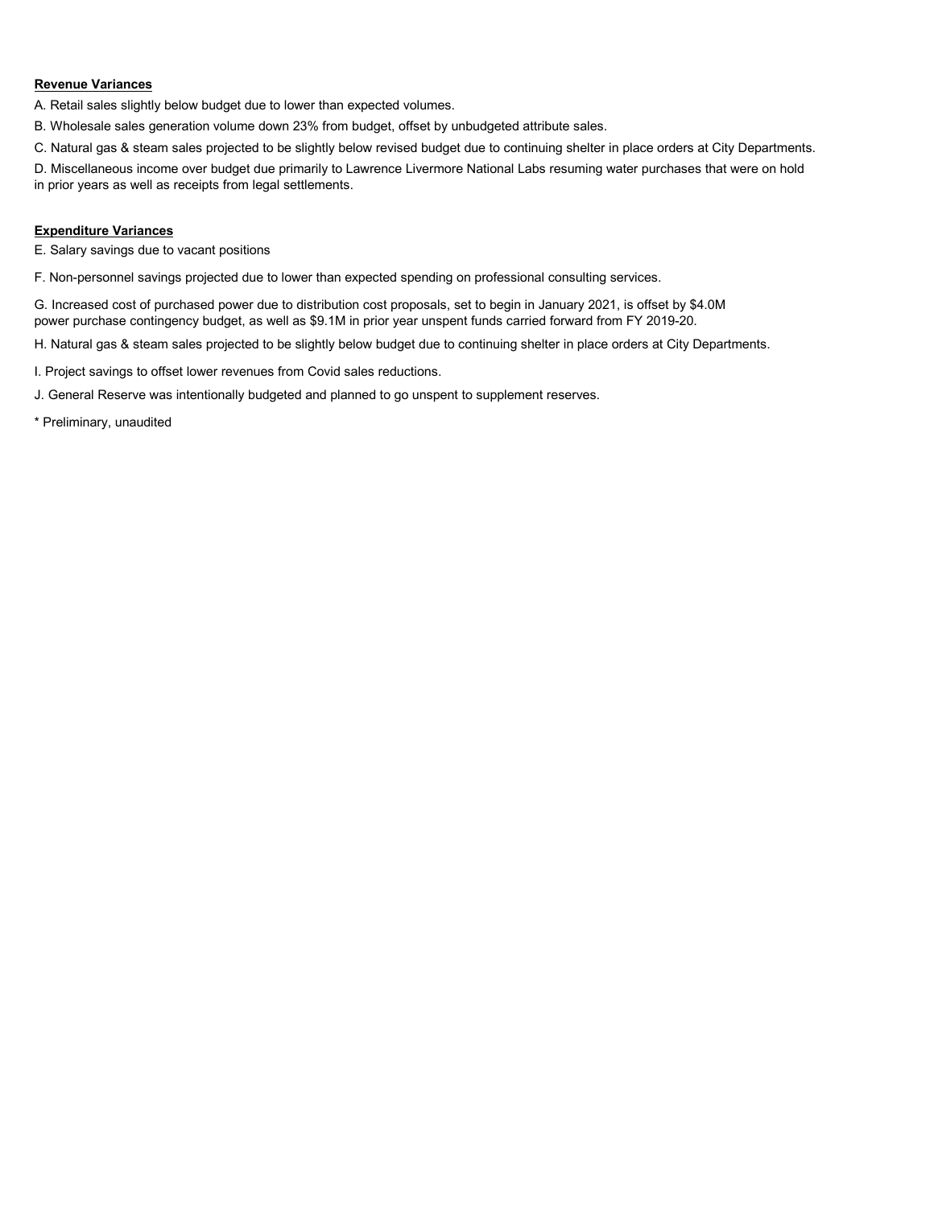**Revenue Variances**

A. Retail sales slightly below budget due to lower than expected volumes.

B. Wholesale sales generation volume down 23% from budget, offset by unbudgeted attribute sales.

C. Natural gas & steam sales projected to be slightly below revised budget due to continuing shelter in place orders at City Departments.

D. Miscellaneous income over budget due primarily to Lawrence Livermore National Labs resuming water purchases that were on hold in prior years as well as receipts from legal settlements.

**Expenditure Variances**

E. Salary savings due to vacant positions

F. Non-personnel savings projected due to lower than expected spending on professional consulting services.

G. Increased cost of purchased power due to distribution cost proposals, set to begin in January 2021, is offset by $4.0M power purchase contingency budget, as well as $9.1M in prior year unspent funds carried forward from FY 2019-20.

H. Natural gas & steam sales projected to be slightly below budget due to continuing shelter in place orders at City Departments.

I. Project savings to offset lower revenues from Covid sales reductions.

J. General Reserve was intentionally budgeted and planned to go unspent to supplement reserves.

* Preliminary, unaudited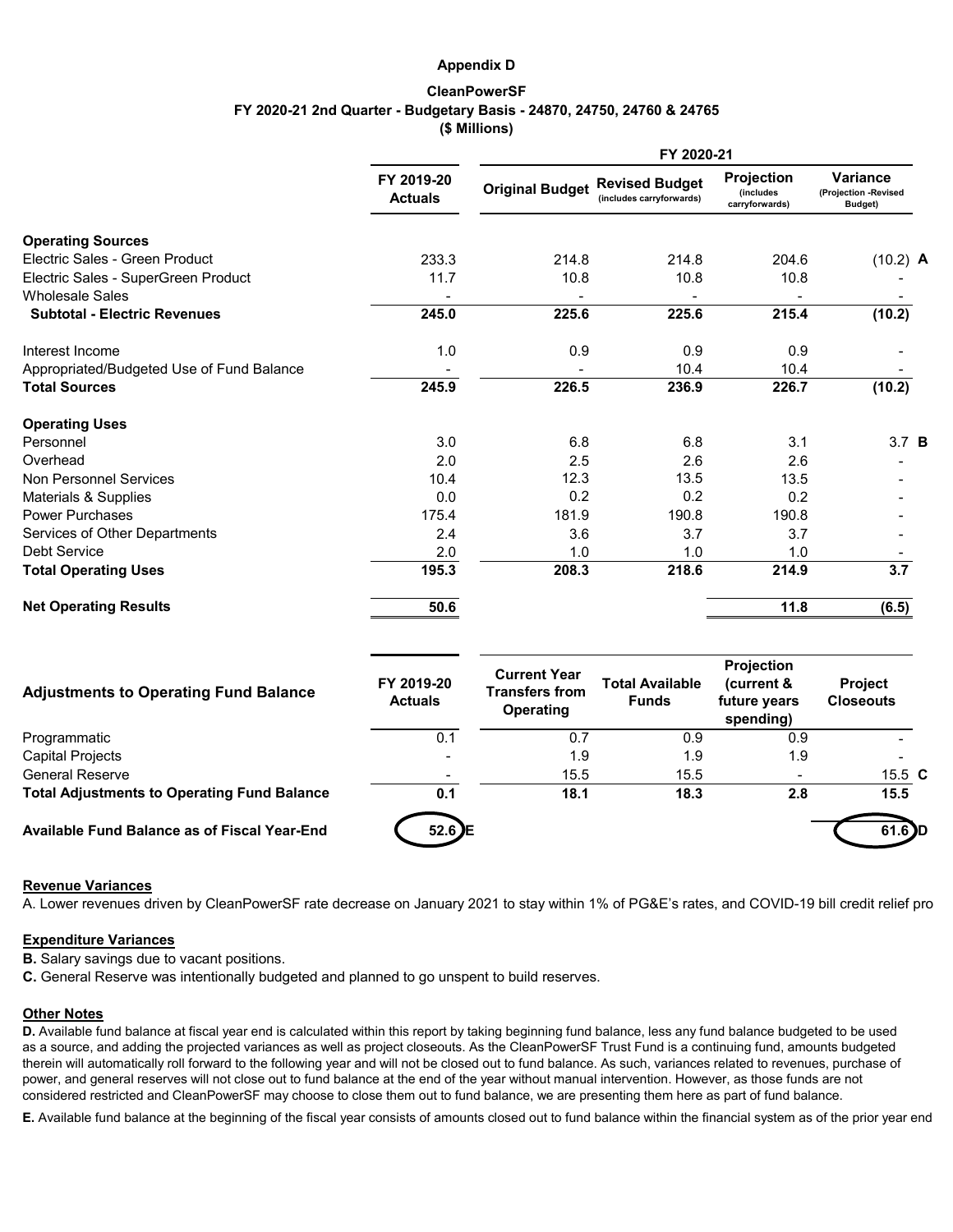**Appendix D**

**CleanPowerSF**
**FY 2020-21 2nd Quarter - Budgetary Basis - 24870, 24750, 24760 & 24765**
**($ Millions)**

| | FY 2019-20 Actuals | FY 2020-21 Original Budget | FY 2020-21 Revised Budget (includes carryforwards) | FY 2020-21 Projection (includes carryforwards) | FY 2020-21 Variance (Projection -Revised Budget) | |
|---|---|---|---|---|---|---|
| **Operating Sources** | | | | | | |
| Electric Sales - Green Product | 233.3 | 214.8 | 214.8 | 204.6 | (10.2) | **A** |
| Electric Sales - SuperGreen Product | 11.7 | 10.8 | 10.8 | 10.8 | - | |
| Wholesale Sales | - | - | - | - | - | |
| **Subtotal - Electric Revenues** | **245.0** | **225.6** | **225.6** | **215.4** | **(10.2)** | |
| Interest Income | 1.0 | 0.9 | 0.9 | 0.9 | - | |
| Appropriated/Budgeted Use of Fund Balance | - | - | 10.4 | 10.4 | - | |
| **Total Sources** | **245.9** | **226.5** | **236.9** | **226.7** | **(10.2)** | |
| **Operating Uses** | | | | | | |
| Personnel | 3.0 | 6.8 | 6.8 | 3.1 | 3.7 | **B** |
| Overhead | 2.0 | 2.5 | 2.6 | 2.6 | - | |
| Non Personnel Services | 10.4 | 12.3 | 13.5 | 13.5 | - | |
| Materials & Supplies | 0.0 | 0.2 | 0.2 | 0.2 | - | |
| Power Purchases | 175.4 | 181.9 | 190.8 | 190.8 | - | |
| Services of Other Departments | 2.4 | 3.6 | 3.7 | 3.7 | - | |
| Debt Service | 2.0 | 1.0 | 1.0 | 1.0 | - | |
| **Total Operating Uses** | **195.3** | **208.3** | **218.6** | **214.9** | **3.7** | |
| **Net Operating Results** | **50.6** | | | **11.8** | **(6.5)** | |

| **Adjustments to Operating Fund Balance** | FY 2019-20 Actuals | Current Year Transfers from Operating | Total Available Funds | Projection (current & future years spending) | Project Closeouts | |
|---|---|---|---|---|---|---|
| Programmatic | 0.1 | 0.7 | 0.9 | 0.9 | - | |
| Capital Projects | - | 1.9 | 1.9 | 1.9 | - | |
| General Reserve | - | 15.5 | 15.5 | - | 15.5 | **C** |
| **Total Adjustments to Operating Fund Balance** | **0.1** | **18.1** | **18.3** | **2.8** | **15.5** | |
| **Available Fund Balance as of Fiscal Year-End** | 52.6 **E** | | | | 61.6 | **D** |

**Revenue Variances**

A. Lower revenues driven by CleanPowerSF rate decrease on January 2021 to stay within 1% of PG&E's rates, and COVID-19 bill credit relief pro

**Expenditure Variances**

**B.** Salary savings due to vacant positions.

**C.** General Reserve was intentionally budgeted and planned to go unspent to build reserves.

**Other Notes**

**D.** Available fund balance at fiscal year end is calculated within this report by taking beginning fund balance, less any fund balance budgeted to be used as a source, and adding the projected variances as well as project closeouts. As the CleanPowerSF Trust Fund is a continuing fund, amounts budgeted therein will automatically roll forward to the following year and will not be closed out to fund balance. As such, variances related to revenues, purchase of power, and general reserves will not close out to fund balance at the end of the year without manual intervention. However, as those funds are not considered restricted and CleanPowerSF may choose to close them out to fund balance, we are presenting them here as part of fund balance.

**E.** Available fund balance at the beginning of the fiscal year consists of amounts closed out to fund balance within the financial system as of the prior year end